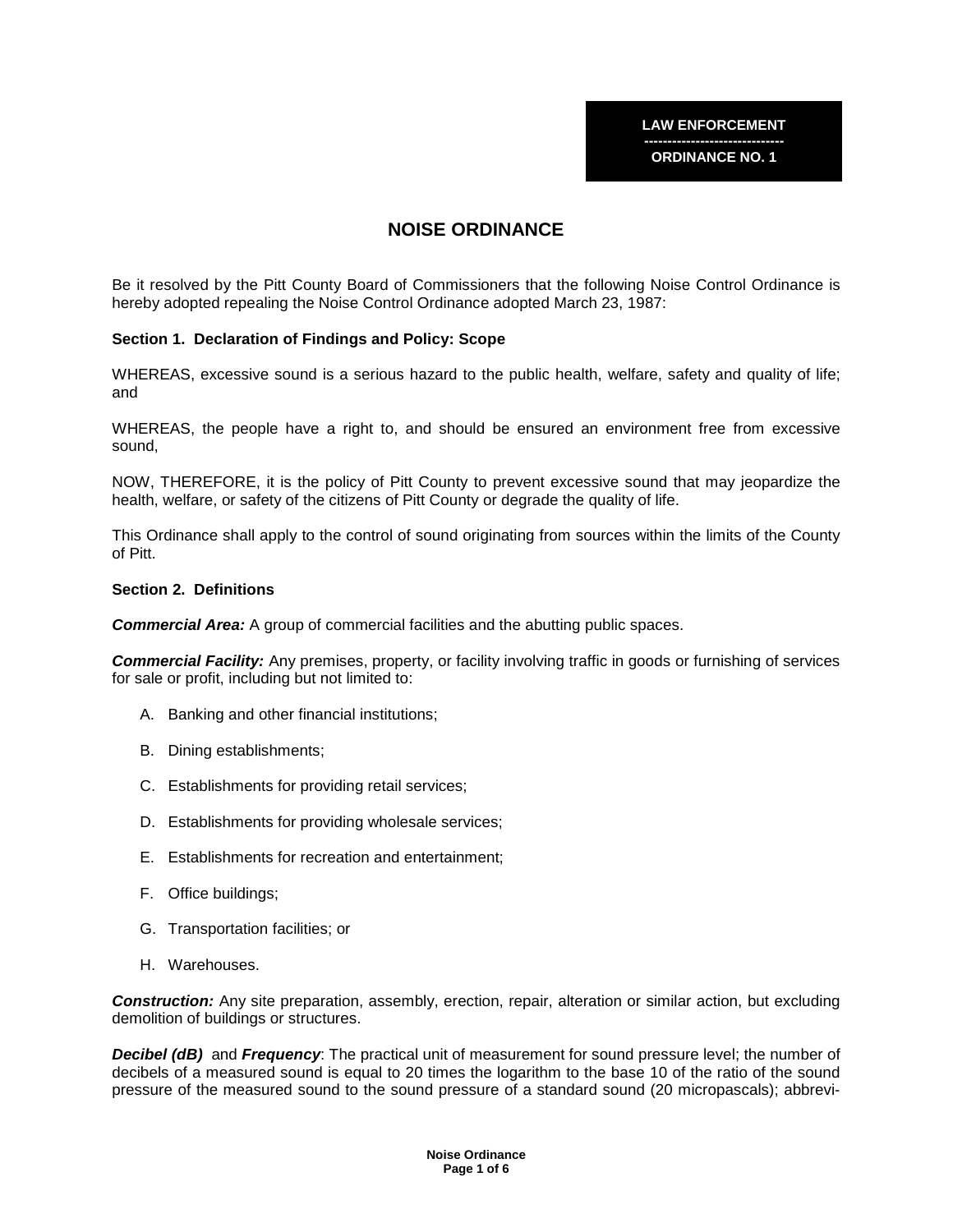**LAW ENFORCEMENT**

**ORDINANCE NO. 1**

# NOISE ORDINANCE

Be it resolved by the Pitt County Board of Commissioners that the following Noise Control Ordinance is hereby adopted repealing the Noise Control Ordinance adopted March 23, 1987:

## Section 1. Declaration of Findings and Policy: Scope

WHEREAS, excessive sound is a serious hazard to the public health, welfare, safety and quality of life; and

WHEREAS, the people have a right to, and should be ensured an environment free from excessive sound,

NOW, THEREFORE, it is the policy of Pitt County to prevent excessive sound that may jeopardize the health, welfare, or safety of the citizens of Pitt County or degrade the quality of life.

This Ordinance shall apply to the control of sound originating from sources within the limits of the County of Pitt.

## Section 2. Definitions

***Commercial Area:*** A group of commercial facilities and the abutting public spaces.

***Commercial Facility:*** Any premises, property, or facility involving traffic in goods or furnishing of services for sale or profit, including but not limited to:

A. Banking and other financial institutions;

B. Dining establishments;

C. Establishments for providing retail services;

D. Establishments for providing wholesale services;

E. Establishments for recreation and entertainment;

F. Office buildings;

G. Transportation facilities; or

H. Warehouses.

***Construction:*** Any site preparation, assembly, erection, repair, alteration or similar action, but excluding demolition of buildings or structures.

***Decibel (dB)*** and ***Frequency***: The practical unit of measurement for sound pressure level; the number of decibels of a measured sound is equal to 20 times the logarithm to the base 10 of the ratio of the sound pressure of the measured sound to the sound pressure of a standard sound (20 micropascals); abbrevi-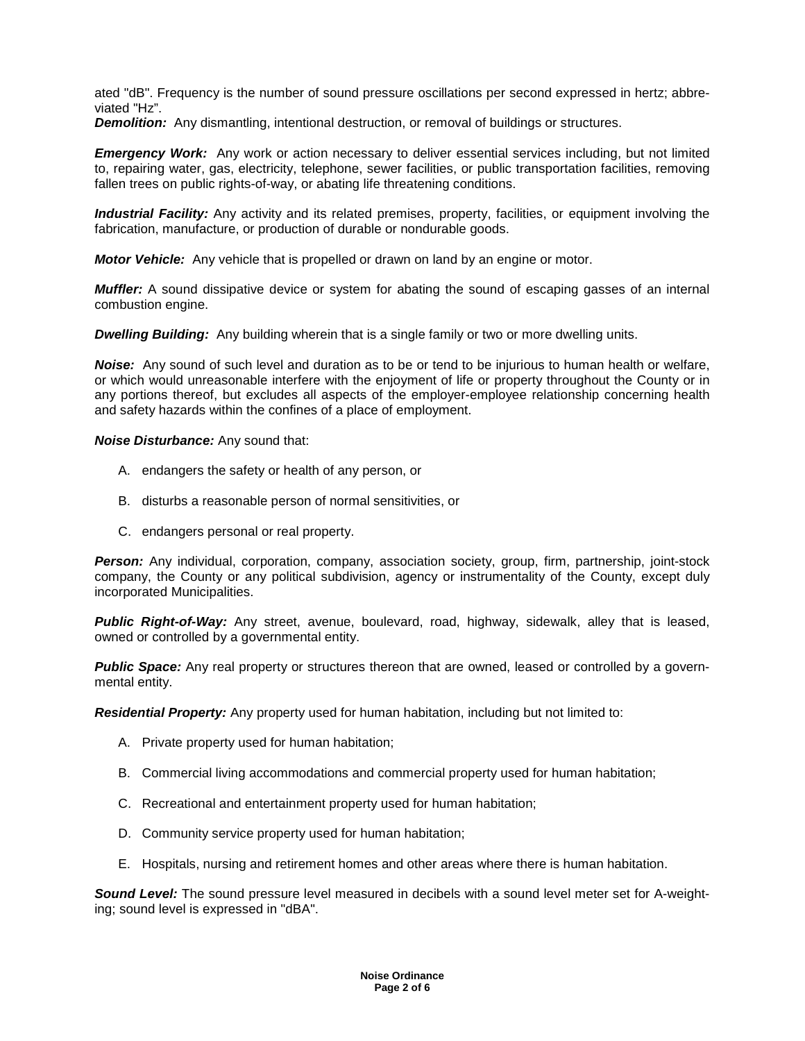ated "dB". Frequency is the number of sound pressure oscillations per second expressed in hertz; abbreviated "Hz".

***Demolition:*** Any dismantling, intentional destruction, or removal of buildings or structures.

***Emergency Work:*** Any work or action necessary to deliver essential services including, but not limited to, repairing water, gas, electricity, telephone, sewer facilities, or public transportation facilities, removing fallen trees on public rights-of-way, or abating life threatening conditions.

***Industrial Facility:*** Any activity and its related premises, property, facilities, or equipment involving the fabrication, manufacture, or production of durable or nondurable goods.

***Motor Vehicle:*** Any vehicle that is propelled or drawn on land by an engine or motor.

***Muffler:*** A sound dissipative device or system for abating the sound of escaping gasses of an internal combustion engine.

***Dwelling Building:*** Any building wherein that is a single family or two or more dwelling units.

***Noise:*** Any sound of such level and duration as to be or tend to be injurious to human health or welfare, or which would unreasonable interfere with the enjoyment of life or property throughout the County or in any portions thereof, but excludes all aspects of the employer-employee relationship concerning health and safety hazards within the confines of a place of employment.

***Noise Disturbance:*** Any sound that:

A. endangers the safety or health of any person, or

B. disturbs a reasonable person of normal sensitivities, or

C. endangers personal or real property.

***Person:*** Any individual, corporation, company, association society, group, firm, partnership, joint-stock company, the County or any political subdivision, agency or instrumentality of the County, except duly incorporated Municipalities.

***Public Right-of-Way:*** Any street, avenue, boulevard, road, highway, sidewalk, alley that is leased, owned or controlled by a governmental entity.

***Public Space:*** Any real property or structures thereon that are owned, leased or controlled by a governmental entity.

***Residential Property:*** Any property used for human habitation, including but not limited to:

A. Private property used for human habitation;

B. Commercial living accommodations and commercial property used for human habitation;

C. Recreational and entertainment property used for human habitation;

D. Community service property used for human habitation;

E. Hospitals, nursing and retirement homes and other areas where there is human habitation.

***Sound Level:*** The sound pressure level measured in decibels with a sound level meter set for A-weighting; sound level is expressed in "dBA".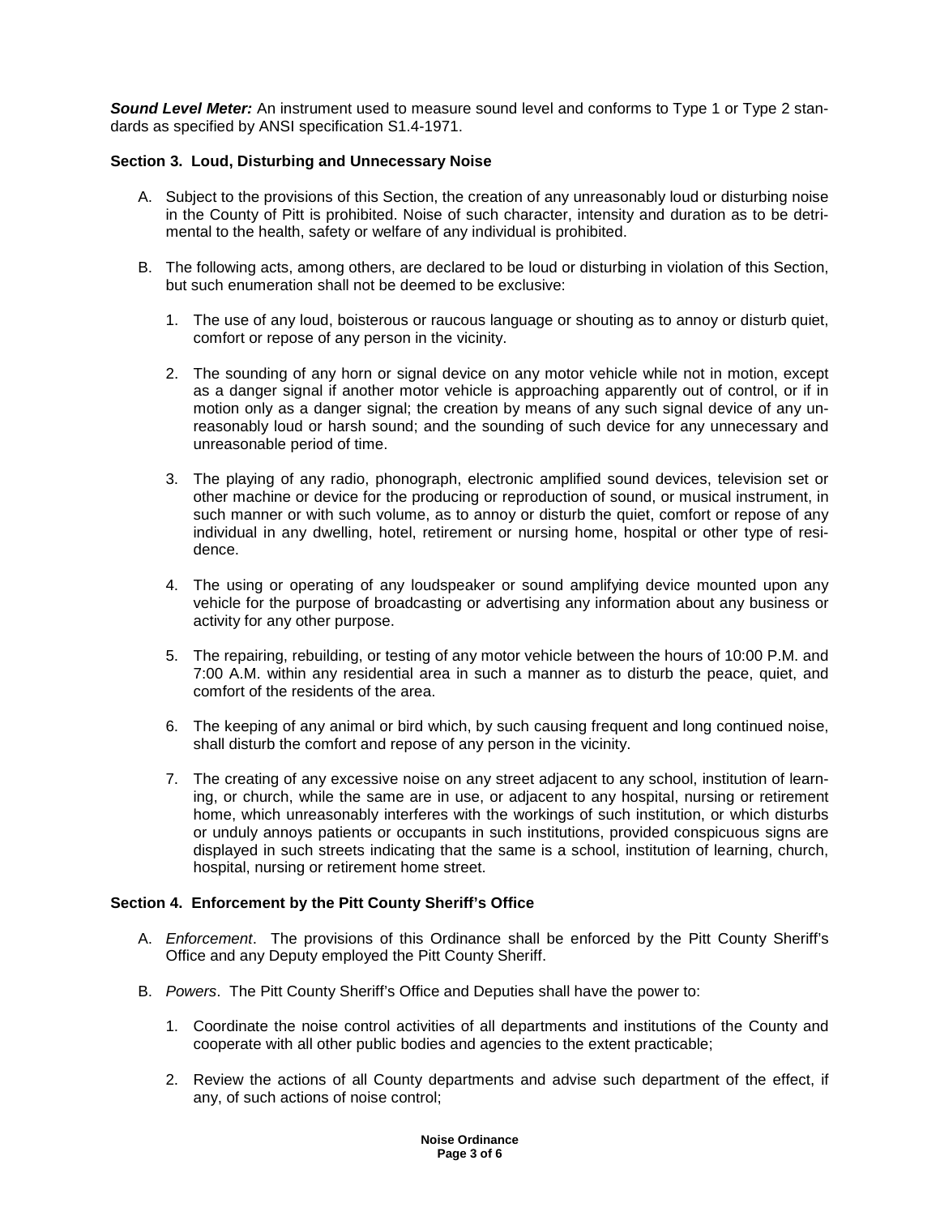***Sound Level Meter:*** An instrument used to measure sound level and conforms to Type 1 or Type 2 standards as specified by ANSI specification S1.4-1971.

**Section 3. Loud, Disturbing and Unnecessary Noise**

A. Subject to the provisions of this Section, the creation of any unreasonably loud or disturbing noise in the County of Pitt is prohibited. Noise of such character, intensity and duration as to be detrimental to the health, safety or welfare of any individual is prohibited.

B. The following acts, among others, are declared to be loud or disturbing in violation of this Section, but such enumeration shall not be deemed to be exclusive:

   1. The use of any loud, boisterous or raucous language or shouting as to annoy or disturb quiet, comfort or repose of any person in the vicinity.

   2. The sounding of any horn or signal device on any motor vehicle while not in motion, except as a danger signal if another motor vehicle is approaching apparently out of control, or if in motion only as a danger signal; the creation by means of any such signal device of any unreasonably loud or harsh sound; and the sounding of such device for any unnecessary and unreasonable period of time.

   3. The playing of any radio, phonograph, electronic amplified sound devices, television set or other machine or device for the producing or reproduction of sound, or musical instrument, in such manner or with such volume, as to annoy or disturb the quiet, comfort or repose of any individual in any dwelling, hotel, retirement or nursing home, hospital or other type of residence.

   4. The using or operating of any loudspeaker or sound amplifying device mounted upon any vehicle for the purpose of broadcasting or advertising any information about any business or activity for any other purpose.

   5. The repairing, rebuilding, or testing of any motor vehicle between the hours of 10:00 P.M. and 7:00 A.M. within any residential area in such a manner as to disturb the peace, quiet, and comfort of the residents of the area.

   6. The keeping of any animal or bird which, by such causing frequent and long continued noise, shall disturb the comfort and repose of any person in the vicinity.

   7. The creating of any excessive noise on any street adjacent to any school, institution of learning, or church, while the same are in use, or adjacent to any hospital, nursing or retirement home, which unreasonably interferes with the workings of such institution, or which disturbs or unduly annoys patients or occupants in such institutions, provided conspicuous signs are displayed in such streets indicating that the same is a school, institution of learning, church, hospital, nursing or retirement home street.

**Section 4. Enforcement by the Pitt County Sheriff's Office**

A. *Enforcement*. The provisions of this Ordinance shall be enforced by the Pitt County Sheriff's Office and any Deputy employed the Pitt County Sheriff.

B. *Powers*. The Pitt County Sheriff's Office and Deputies shall have the power to:

   1. Coordinate the noise control activities of all departments and institutions of the County and cooperate with all other public bodies and agencies to the extent practicable;

   2. Review the actions of all County departments and advise such department of the effect, if any, of such actions of noise control;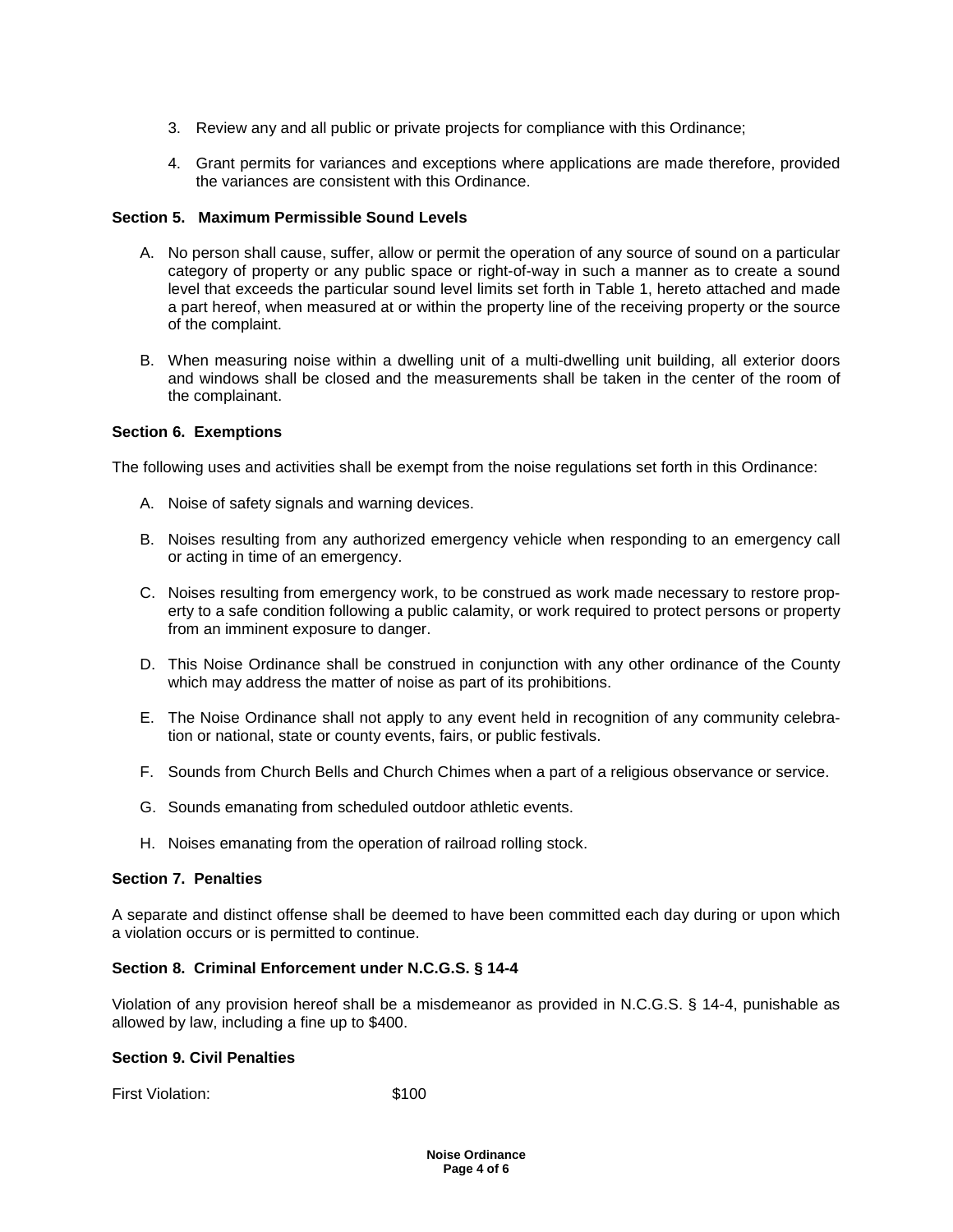3. Review any and all public or private projects for compliance with this Ordinance;

4. Grant permits for variances and exceptions where applications are made therefore, provided the variances are consistent with this Ordinance.

**Section 5. Maximum Permissible Sound Levels**

A. No person shall cause, suffer, allow or permit the operation of any source of sound on a particular category of property or any public space or right-of-way in such a manner as to create a sound level that exceeds the particular sound level limits set forth in Table 1, hereto attached and made a part hereof, when measured at or within the property line of the receiving property or the source of the complaint.

B. When measuring noise within a dwelling unit of a multi-dwelling unit building, all exterior doors and windows shall be closed and the measurements shall be taken in the center of the room of the complainant.

**Section 6. Exemptions**

The following uses and activities shall be exempt from the noise regulations set forth in this Ordinance:

A. Noise of safety signals and warning devices.

B. Noises resulting from any authorized emergency vehicle when responding to an emergency call or acting in time of an emergency.

C. Noises resulting from emergency work, to be construed as work made necessary to restore property to a safe condition following a public calamity, or work required to protect persons or property from an imminent exposure to danger.

D. This Noise Ordinance shall be construed in conjunction with any other ordinance of the County which may address the matter of noise as part of its prohibitions.

E. The Noise Ordinance shall not apply to any event held in recognition of any community celebration or national, state or county events, fairs, or public festivals.

F. Sounds from Church Bells and Church Chimes when a part of a religious observance or service.

G. Sounds emanating from scheduled outdoor athletic events.

H. Noises emanating from the operation of railroad rolling stock.

**Section 7. Penalties**

A separate and distinct offense shall be deemed to have been committed each day during or upon which a violation occurs or is permitted to continue.

**Section 8. Criminal Enforcement under N.C.G.S. § 14-4**

Violation of any provision hereof shall be a misdemeanor as provided in N.C.G.S. § 14-4, punishable as allowed by law, including a fine up to $400.

**Section 9. Civil Penalties**

First Violation: $100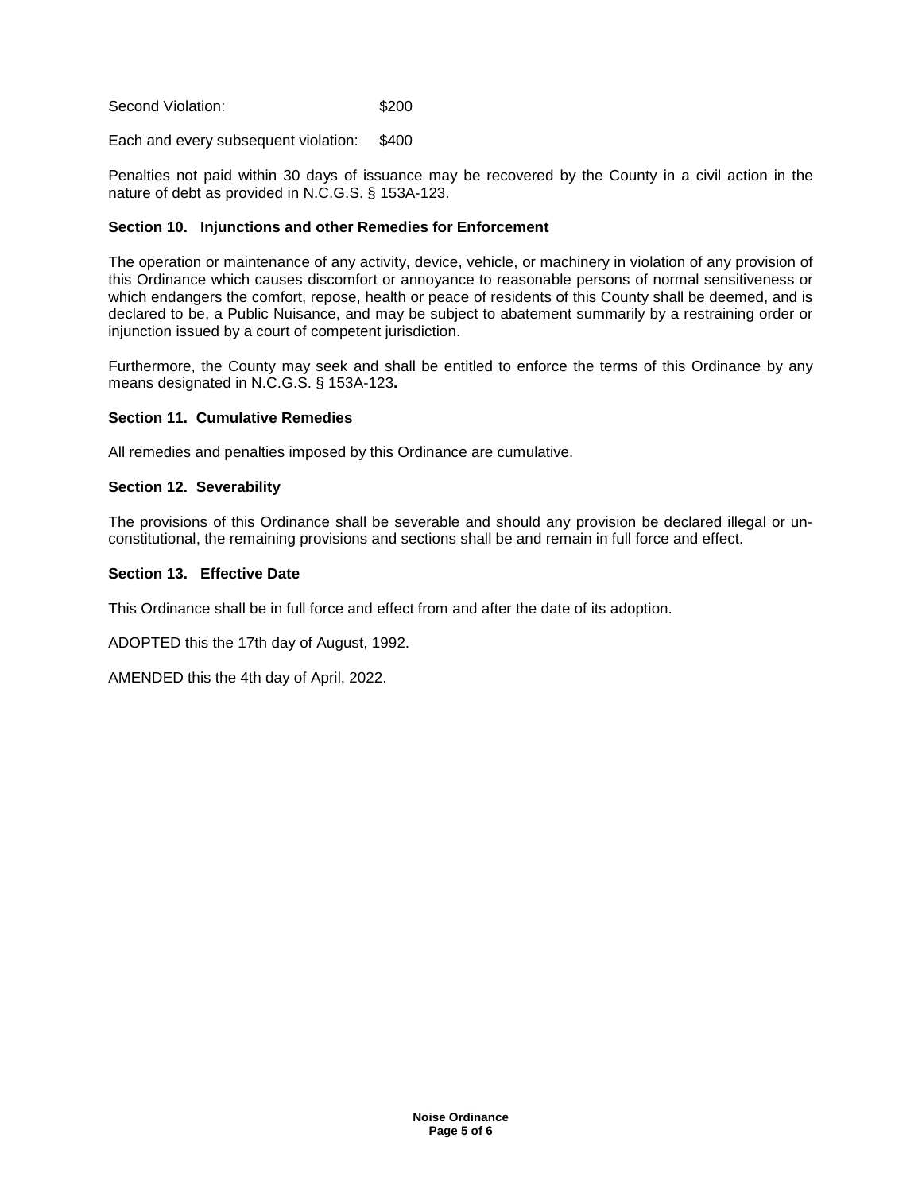Second Violation: $200

Each and every subsequent violation: $400

Penalties not paid within 30 days of issuance may be recovered by the County in a civil action in the nature of debt as provided in N.C.G.S. § 153A-123.

**Section 10. Injunctions and other Remedies for Enforcement**

The operation or maintenance of any activity, device, vehicle, or machinery in violation of any provision of this Ordinance which causes discomfort or annoyance to reasonable persons of normal sensitiveness or which endangers the comfort, repose, health or peace of residents of this County shall be deemed, and is declared to be, a Public Nuisance, and may be subject to abatement summarily by a restraining order or injunction issued by a court of competent jurisdiction.

Furthermore, the County may seek and shall be entitled to enforce the terms of this Ordinance by any means designated in N.C.G.S. § 153A-123**.**

**Section 11. Cumulative Remedies**

All remedies and penalties imposed by this Ordinance are cumulative.

**Section 12. Severability**

The provisions of this Ordinance shall be severable and should any provision be declared illegal or un-constitutional, the remaining provisions and sections shall be and remain in full force and effect.

**Section 13. Effective Date**

This Ordinance shall be in full force and effect from and after the date of its adoption.

ADOPTED this the 17th day of August, 1992.

AMENDED this the 4th day of April, 2022.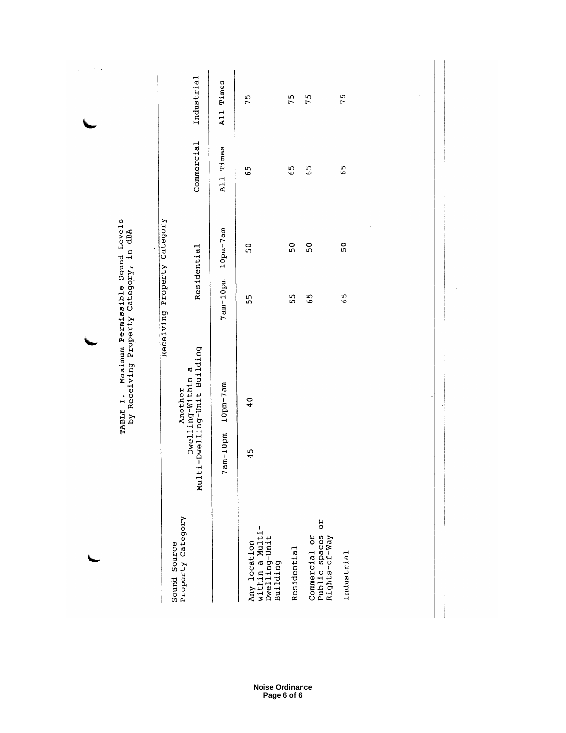TABLE I. Maximum Permissible Sound Levels by Receiving Property Category, in dBA

| Sound Source Property Category | Receiving Property Category: Another Dwelling-Within a Multi-Dwelling-Unit Building | | Residential | | Commercial | Industrial |
|---|---|---|---|---|---|---|
| | 7am-10pm | 10pm-7am | 7am-10pm | 10pm-7am | All Times | All Times |
| Any location within a Multi-Dwelling-Unit Building | 45 | 40 | 55 | 50 | 65 | 75 |
| Residential | | | 55 | 50 | 65 | 75 |
| Commercial or Public spaces or Rights-of-Way | | | 65 | 50 | 65 | 75 |
| Industrial | | | 65 | 50 | 65 | 75 |